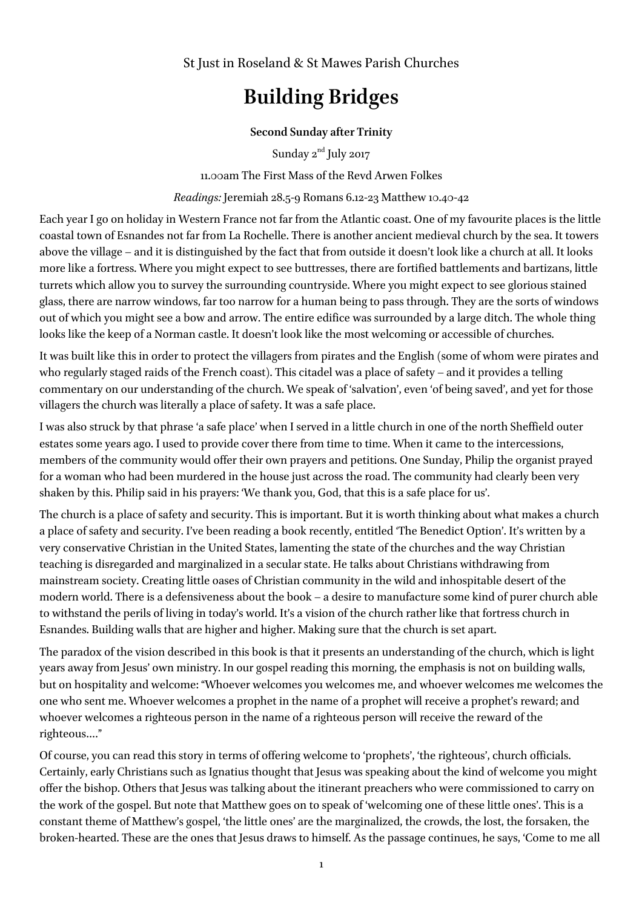St Just in Roseland & St Mawes Parish Churches

# Building Bridges

**Second Sunday after Trinity**

Sunday 2nd July 2017

11.00am The First Mass of the Revd Arwen Folkes

*Readings:* Jeremiah 28.5-9 Romans 6.12-23 Matthew 10.40-42

Each year I go on holiday in Western France not far from the Atlantic coast. One of my favourite places is the little coastal town of Esnandes not far from La Rochelle. There is another ancient medieval church by the sea. It towers above the village – and it is distinguished by the fact that from outside it doesn't look like a church at all. It looks more like a fortress. Where you might expect to see buttresses, there are fortified battlements and bartizans, little turrets which allow you to survey the surrounding countryside. Where you might expect to see glorious stained glass, there are narrow windows, far too narrow for a human being to pass through. They are the sorts of windows out of which you might see a bow and arrow. The entire edifice was surrounded by a large ditch. The whole thing looks like the keep of a Norman castle. It doesn't look like the most welcoming or accessible of churches.

It was built like this in order to protect the villagers from pirates and the English (some of whom were pirates and who regularly staged raids of the French coast). This citadel was a place of safety – and it provides a telling commentary on our understanding of the church. We speak of 'salvation', even 'of being saved', and yet for those villagers the church was literally a place of safety. It was a safe place.

I was also struck by that phrase 'a safe place' when I served in a little church in one of the north Sheffield outer estates some years ago. I used to provide cover there from time to time. When it came to the intercessions, members of the community would offer their own prayers and petitions. One Sunday, Philip the organist prayed for a woman who had been murdered in the house just across the road. The community had clearly been very shaken by this. Philip said in his prayers: 'We thank you, God, that this is a safe place for us'.

The church is a place of safety and security. This is important. But it is worth thinking about what makes a church a place of safety and security. I've been reading a book recently, entitled 'The Benedict Option'. It's written by a very conservative Christian in the United States, lamenting the state of the churches and the way Christian teaching is disregarded and marginalized in a secular state. He talks about Christians withdrawing from mainstream society. Creating little oases of Christian community in the wild and inhospitable desert of the modern world. There is a defensiveness about the book – a desire to manufacture some kind of purer church able to withstand the perils of living in today's world. It's a vision of the church rather like that fortress church in Esnandes. Building walls that are higher and higher. Making sure that the church is set apart.

The paradox of the vision described in this book is that it presents an understanding of the church, which is light years away from Jesus' own ministry. In our gospel reading this morning, the emphasis is not on building walls, but on hospitality and welcome: "Whoever welcomes you welcomes me, and whoever welcomes me welcomes the one who sent me. Whoever welcomes a prophet in the name of a prophet will receive a prophet's reward; and whoever welcomes a righteous person in the name of a righteous person will receive the reward of the righteous…."

Of course, you can read this story in terms of offering welcome to 'prophets', 'the righteous', church officials. Certainly, early Christians such as Ignatius thought that Jesus was speaking about the kind of welcome you might offer the bishop. Others that Jesus was talking about the itinerant preachers who were commissioned to carry on the work of the gospel. But note that Matthew goes on to speak of 'welcoming one of these little ones'. This is a constant theme of Matthew's gospel, 'the little ones' are the marginalized, the crowds, the lost, the forsaken, the broken-hearted. These are the ones that Jesus draws to himself. As the passage continues, he says, 'Come to me all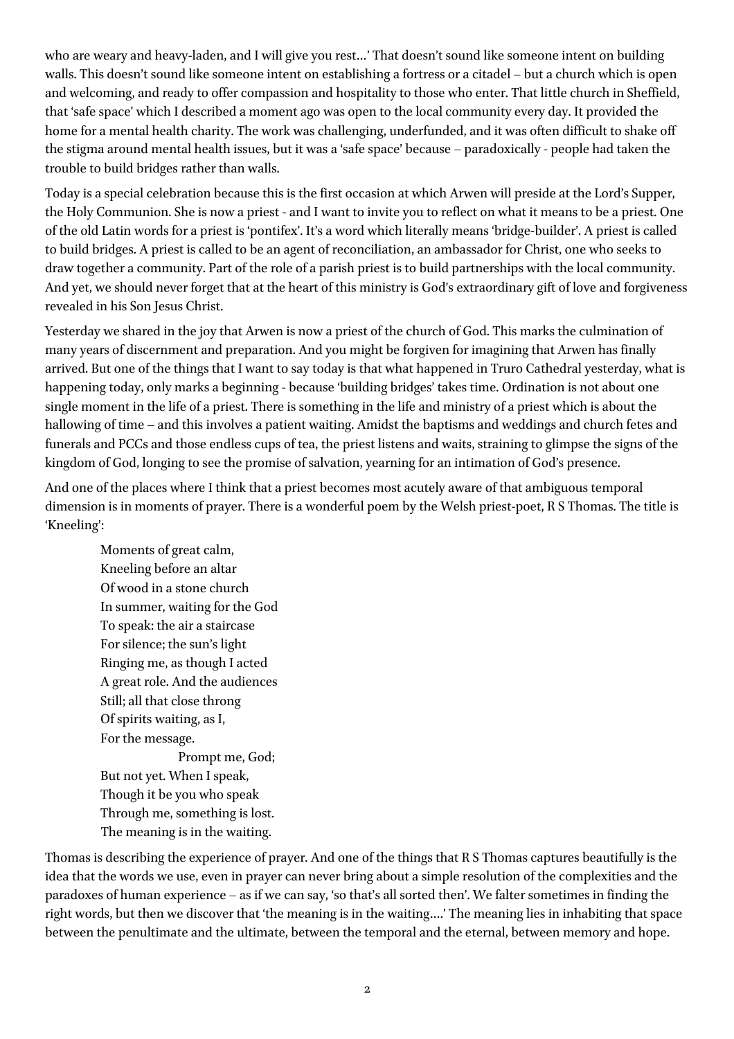who are weary and heavy-laden, and I will give you rest…' That doesn't sound like someone intent on building walls. This doesn't sound like someone intent on establishing a fortress or a citadel – but a church which is open and welcoming, and ready to offer compassion and hospitality to those who enter. That little church in Sheffield, that 'safe space' which I described a moment ago was open to the local community every day. It provided the home for a mental health charity. The work was challenging, underfunded, and it was often difficult to shake off the stigma around mental health issues, but it was a 'safe space' because – paradoxically - people had taken the trouble to build bridges rather than walls.

Today is a special celebration because this is the first occasion at which Arwen will preside at the Lord's Supper, the Holy Communion. She is now a priest - and I want to invite you to reflect on what it means to be a priest. One of the old Latin words for a priest is 'pontifex'. It's a word which literally means 'bridge-builder'. A priest is called to build bridges. A priest is called to be an agent of reconciliation, an ambassador for Christ, one who seeks to draw together a community. Part of the role of a parish priest is to build partnerships with the local community. And yet, we should never forget that at the heart of this ministry is God's extraordinary gift of love and forgiveness revealed in his Son Jesus Christ.

Yesterday we shared in the joy that Arwen is now a priest of the church of God. This marks the culmination of many years of discernment and preparation. And you might be forgiven for imagining that Arwen has finally arrived. But one of the things that I want to say today is that what happened in Truro Cathedral yesterday, what is happening today, only marks a beginning - because 'building bridges' takes time. Ordination is not about one single moment in the life of a priest. There is something in the life and ministry of a priest which is about the hallowing of time – and this involves a patient waiting. Amidst the baptisms and weddings and church fetes and funerals and PCCs and those endless cups of tea, the priest listens and waits, straining to glimpse the signs of the kingdom of God, longing to see the promise of salvation, yearning for an intimation of God's presence.

And one of the places where I think that a priest becomes most acutely aware of that ambiguous temporal dimension is in moments of prayer. There is a wonderful poem by the Welsh priest-poet, R S Thomas. The title is 'Kneeling':

> Moments of great calm,
> Kneeling before an altar
> Of wood in a stone church
> In summer, waiting for the God
> To speak: the air a staircase
> For silence; the sun's light
> Ringing me, as though I acted
> A great role. And the audiences
> Still; all that close throng
> Of spirits waiting, as I,
> For the message.
> Prompt me, God;
> But not yet. When I speak,
> Though it be you who speak
> Through me, something is lost.
> The meaning is in the waiting.

Thomas is describing the experience of prayer. And one of the things that R S Thomas captures beautifully is the idea that the words we use, even in prayer can never bring about a simple resolution of the complexities and the paradoxes of human experience – as if we can say, 'so that's all sorted then'. We falter sometimes in finding the right words, but then we discover that 'the meaning is in the waiting….' The meaning lies in inhabiting that space between the penultimate and the ultimate, between the temporal and the eternal, between memory and hope.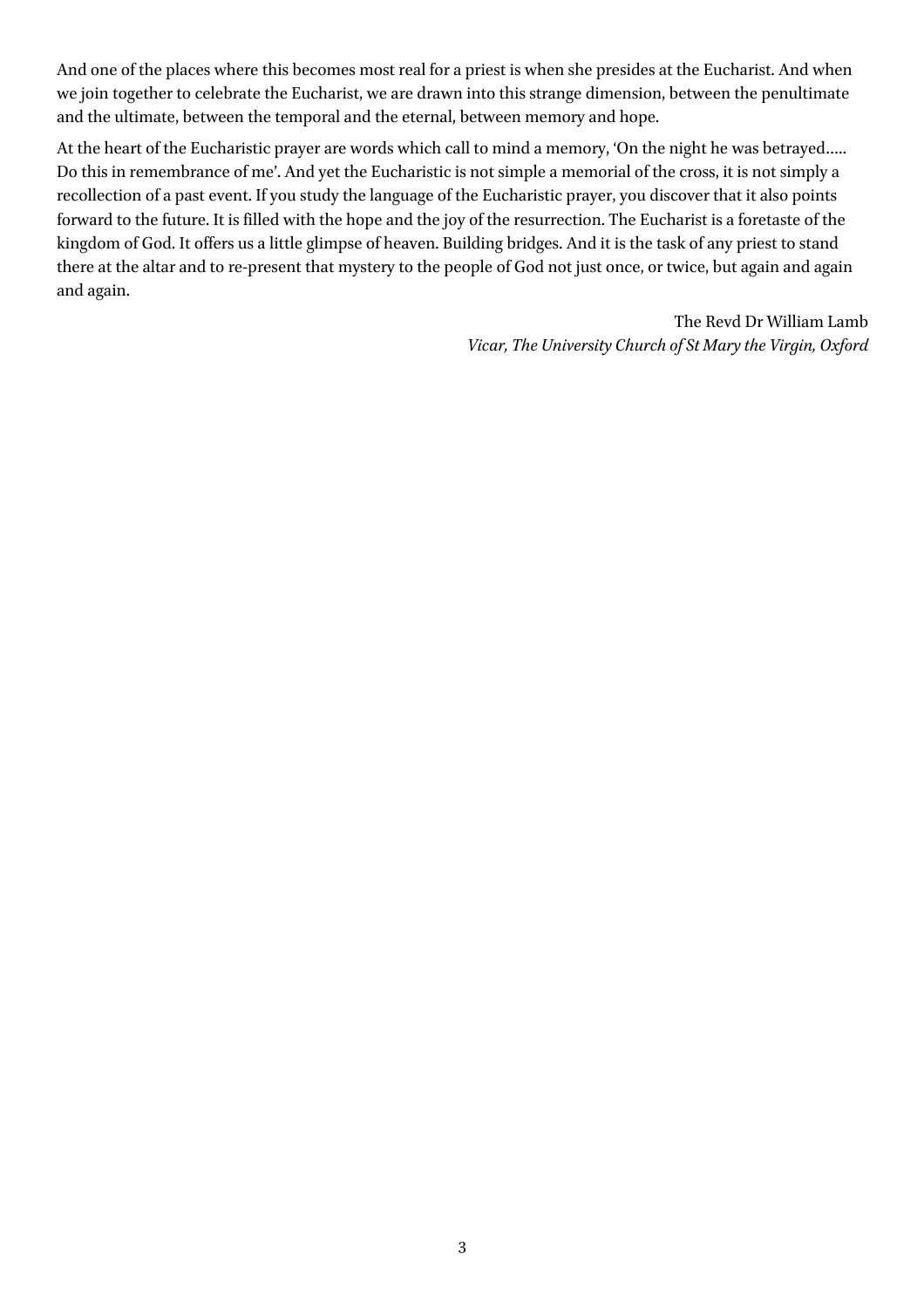And one of the places where this becomes most real for a priest is when she presides at the Eucharist. And when we join together to celebrate the Eucharist, we are drawn into this strange dimension, between the penultimate and the ultimate, between the temporal and the eternal, between memory and hope.

At the heart of the Eucharistic prayer are words which call to mind a memory, 'On the night he was betrayed….. Do this in remembrance of me'. And yet the Eucharistic is not simple a memorial of the cross, it is not simply a recollection of a past event. If you study the language of the Eucharistic prayer, you discover that it also points forward to the future. It is filled with the hope and the joy of the resurrection. The Eucharist is a foretaste of the kingdom of God. It offers us a little glimpse of heaven. Building bridges. And it is the task of any priest to stand there at the altar and to re-present that mystery to the people of God not just once, or twice, but again and again and again.

The Revd Dr William Lamb
*Vicar, The University Church of St Mary the Virgin, Oxford*